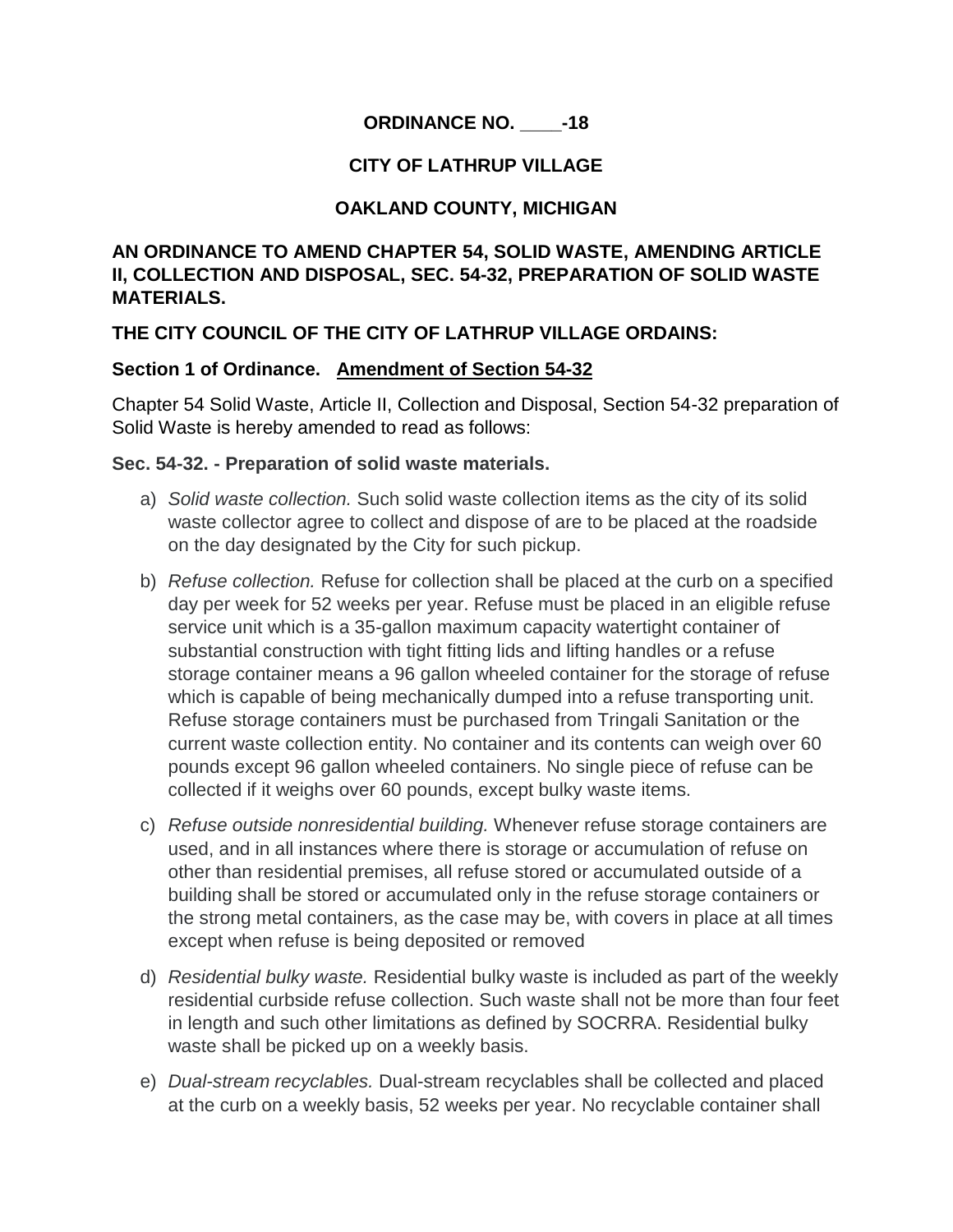**ORDINANCE NO. \_\_\_\_-18**

**CITY OF LATHRUP VILLAGE**

**OAKLAND COUNTY, MICHIGAN**

**AN ORDINANCE TO AMEND CHAPTER 54, SOLID WASTE, AMENDING ARTICLE II, COLLECTION AND DISPOSAL, SEC. 54-32, PREPARATION OF SOLID WASTE MATERIALS.**

**THE CITY COUNCIL OF THE CITY OF LATHRUP VILLAGE ORDAINS:**

**Section 1 of Ordinance. <u>Amendment of Section 54-32</u>**

Chapter 54 Solid Waste, Article II, Collection and Disposal, Section 54-32 preparation of Solid Waste is hereby amended to read as follows:

**Sec. 54-32. - Preparation of solid waste materials.**

a) *Solid waste collection.* Such solid waste collection items as the city of its solid waste collector agree to collect and dispose of are to be placed at the roadside on the day designated by the City for such pickup.

b) *Refuse collection.* Refuse for collection shall be placed at the curb on a specified day per week for 52 weeks per year. Refuse must be placed in an eligible refuse service unit which is a 35-gallon maximum capacity watertight container of substantial construction with tight fitting lids and lifting handles or a refuse storage container means a 96 gallon wheeled container for the storage of refuse which is capable of being mechanically dumped into a refuse transporting unit. Refuse storage containers must be purchased from Tringali Sanitation or the current waste collection entity. No container and its contents can weigh over 60 pounds except 96 gallon wheeled containers. No single piece of refuse can be collected if it weighs over 60 pounds, except bulky waste items.

c) *Refuse outside nonresidential building.* Whenever refuse storage containers are used, and in all instances where there is storage or accumulation of refuse on other than residential premises, all refuse stored or accumulated outside of a building shall be stored or accumulated only in the refuse storage containers or the strong metal containers, as the case may be, with covers in place at all times except when refuse is being deposited or removed

d) *Residential bulky waste.* Residential bulky waste is included as part of the weekly residential curbside refuse collection. Such waste shall not be more than four feet in length and such other limitations as defined by SOCRRA. Residential bulky waste shall be picked up on a weekly basis.

e) *Dual-stream recyclables.* Dual-stream recyclables shall be collected and placed at the curb on a weekly basis, 52 weeks per year. No recyclable container shall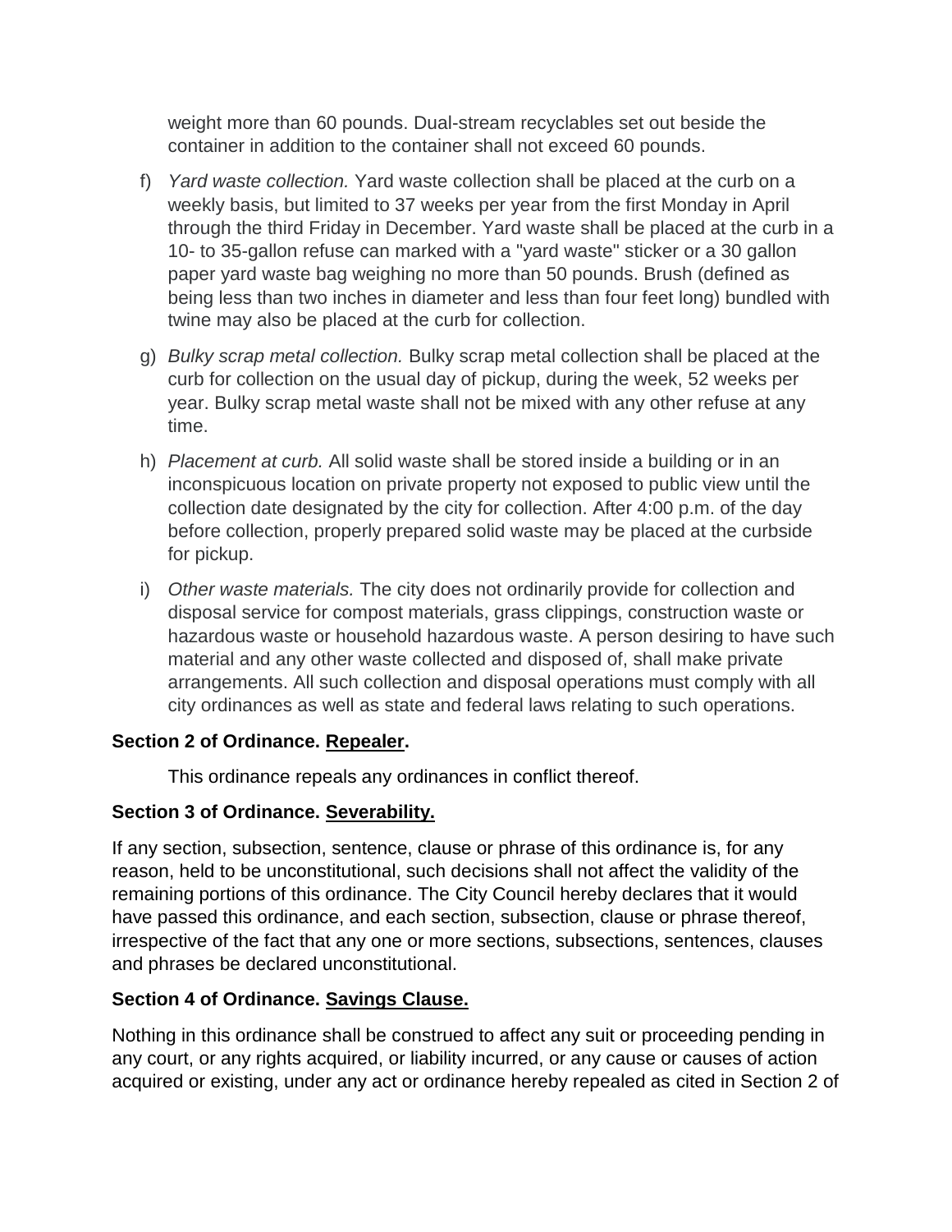weight more than 60 pounds. Dual-stream recyclables set out beside the container in addition to the container shall not exceed 60 pounds.

f) *Yard waste collection.* Yard waste collection shall be placed at the curb on a weekly basis, but limited to 37 weeks per year from the first Monday in April through the third Friday in December. Yard waste shall be placed at the curb in a 10- to 35-gallon refuse can marked with a "yard waste" sticker or a 30 gallon paper yard waste bag weighing no more than 50 pounds. Brush (defined as being less than two inches in diameter and less than four feet long) bundled with twine may also be placed at the curb for collection.

g) *Bulky scrap metal collection.* Bulky scrap metal collection shall be placed at the curb for collection on the usual day of pickup, during the week, 52 weeks per year. Bulky scrap metal waste shall not be mixed with any other refuse at any time.

h) *Placement at curb.* All solid waste shall be stored inside a building or in an inconspicuous location on private property not exposed to public view until the collection date designated by the city for collection. After 4:00 p.m. of the day before collection, properly prepared solid waste may be placed at the curbside for pickup.

i) *Other waste materials.* The city does not ordinarily provide for collection and disposal service for compost materials, grass clippings, construction waste or hazardous waste or household hazardous waste. A person desiring to have such material and any other waste collected and disposed of, shall make private arrangements. All such collection and disposal operations must comply with all city ordinances as well as state and federal laws relating to such operations.

**Section 2 of Ordinance. Repealer.**

This ordinance repeals any ordinances in conflict thereof.

**Section 3 of Ordinance. Severability.**

If any section, subsection, sentence, clause or phrase of this ordinance is, for any reason, held to be unconstitutional, such decisions shall not affect the validity of the remaining portions of this ordinance. The City Council hereby declares that it would have passed this ordinance, and each section, subsection, clause or phrase thereof, irrespective of the fact that any one or more sections, subsections, sentences, clauses and phrases be declared unconstitutional.

**Section 4 of Ordinance. Savings Clause.**

Nothing in this ordinance shall be construed to affect any suit or proceeding pending in any court, or any rights acquired, or liability incurred, or any cause or causes of action acquired or existing, under any act or ordinance hereby repealed as cited in Section 2 of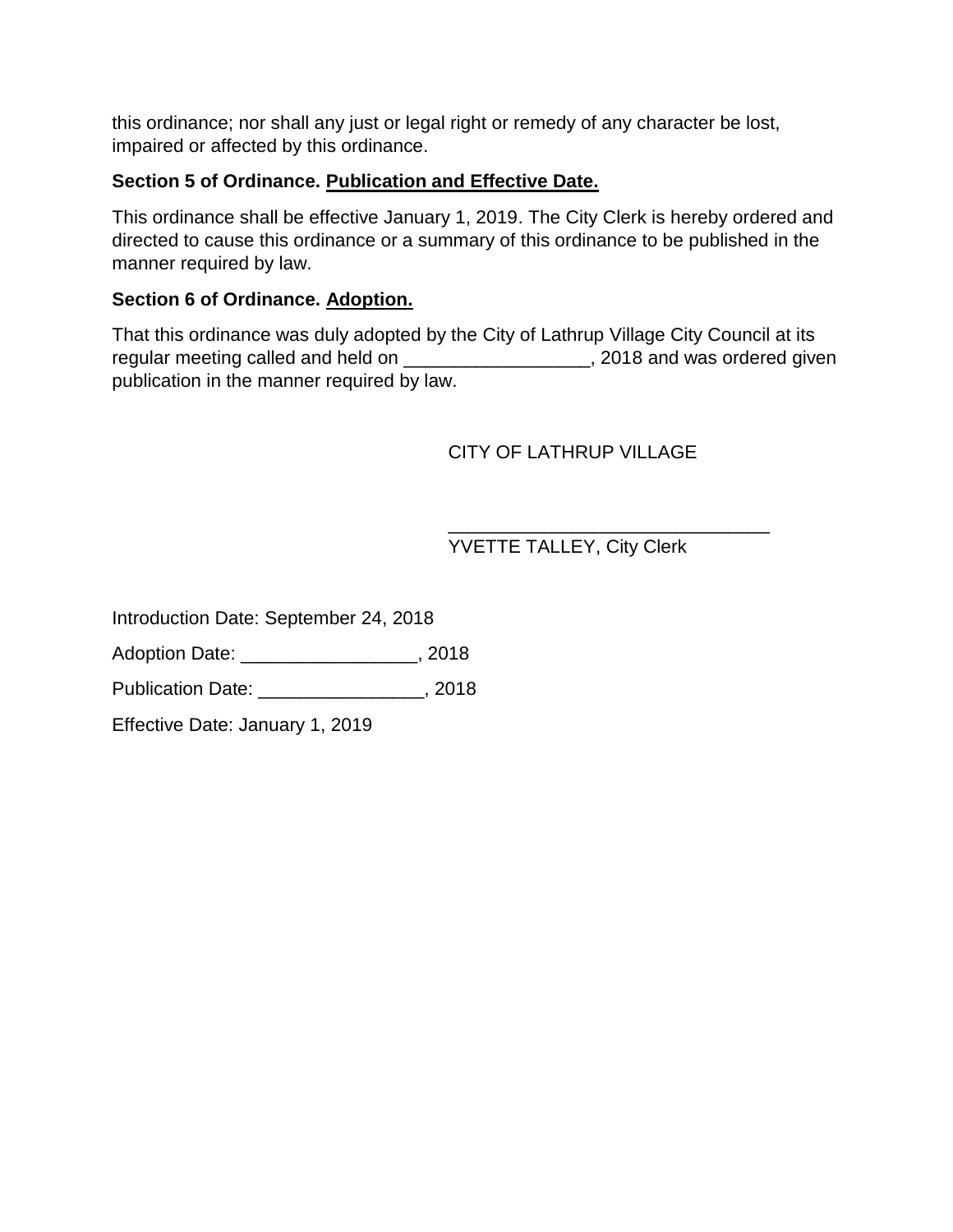this ordinance; nor shall any just or legal right or remedy of any character be lost, impaired or affected by this ordinance.

**Section 5 of Ordinance. <u>Publication and Effective Date.</u>**

This ordinance shall be effective January 1, 2019. The City Clerk is hereby ordered and directed to cause this ordinance or a summary of this ordinance to be published in the manner required by law.

**Section 6 of Ordinance. <u>Adoption.</u>**

That this ordinance was duly adopted by the City of Lathrup Village City Council at its regular meeting called and held on __________________, 2018 and was ordered given publication in the manner required by law.

CITY OF LATHRUP VILLAGE

_______________________________
YVETTE TALLEY, City Clerk

Introduction Date: September 24, 2018

Adoption Date: _________________, 2018

Publication Date: ________________, 2018

Effective Date: January 1, 2019